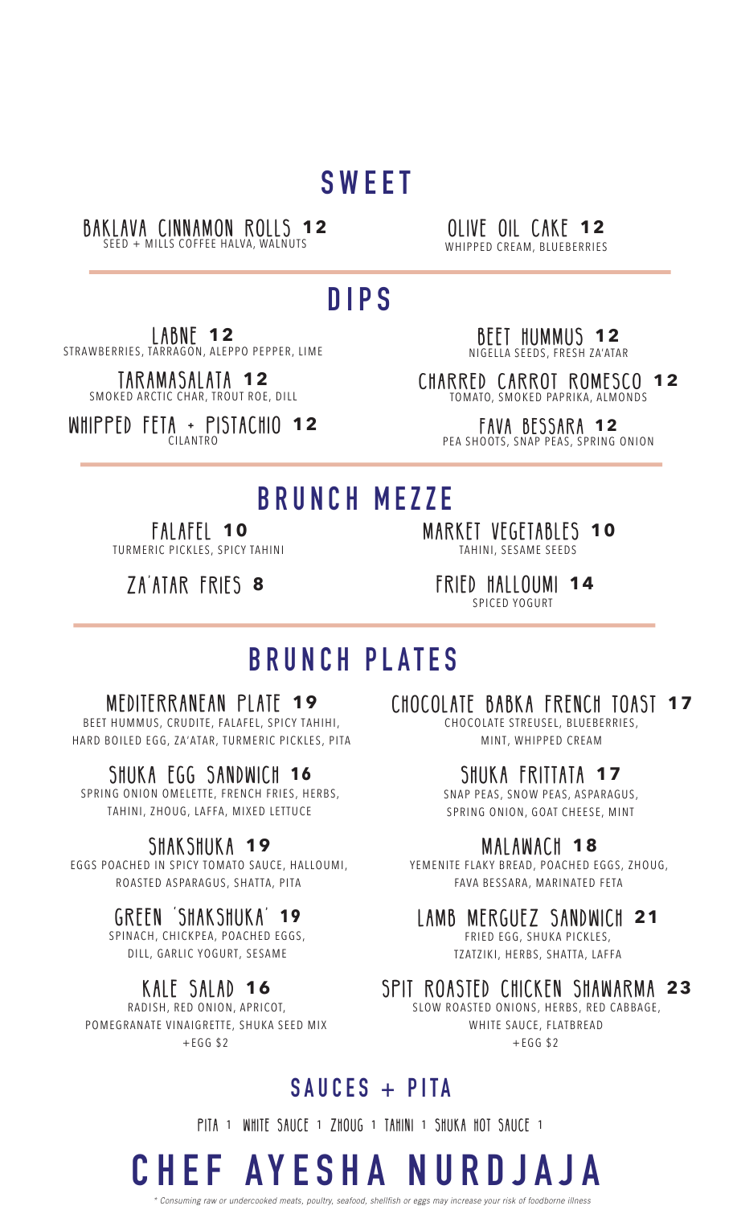# SWEET

**BAKLAVA CINNAMON ROLLS 12**
SEED + MILLS COFFEE HALVA, WALNUTS

**OLIVE OIL CAKE 12**
WHIPPED CREAM, BLUEBERRIES

# DIPS

**LABNE 12**
STRAWBERRIES, TARRAGON, ALEPPO PEPPER, LIME

**TARAMASALATA 12**
SMOKED ARCTIC CHAR, TROUT ROE, DILL

**WHIPPED FETA + PISTACHIO 12**
CILANTRO

**BEET HUMMUS 12**
NIGELLA SEEDS, FRESH ZA'ATAR

**CHARRED CARROT ROMESCO 12**
TOMATO, SMOKED PAPRIKA, ALMONDS

**FAVA BESSARA 12**
PEA SHOOTS, SNAP PEAS, SPRING ONION

# BRUNCH MEZZE

**FALAFEL 10**
TURMERIC PICKLES, SPICY TAHINI

**ZA'ATAR FRIES 8**

**MARKET VEGETABLES 10**
TAHINI, SESAME SEEDS

**FRIED HALLOUMI 14**
SPICED YOGURT

# BRUNCH PLATES

**MEDITERRANEAN PLATE 19**
BEET HUMMUS, CRUDITE, FALAFEL, SPICY TAHIHI, HARD BOILED EGG, ZA'ATAR, TURMERIC PICKLES, PITA

**SHUKA EGG SANDWICH 16**
SPRING ONION OMELETTE, FRENCH FRIES, HERBS, TAHINI, ZHOUG, LAFFA, MIXED LETTUCE

**SHAKSHUKA 19**
EGGS POACHED IN SPICY TOMATO SAUCE, HALLOUMI, ROASTED ASPARAGUS, SHATTA, PITA

**GREEN 'SHAKSHUKA' 19**
SPINACH, CHICKPEA, POACHED EGGS, DILL, GARLIC YOGURT, SESAME

**KALE SALAD 16**
RADISH, RED ONION, APRICOT, POMEGRANATE VINAIGRETTE, SHUKA SEED MIX
+EGG $2

**CHOCOLATE BABKA FRENCH TOAST 17**
CHOCOLATE STREUSEL, BLUEBERRIES, MINT, WHIPPED CREAM

**SHUKA FRITTATA 17**
SNAP PEAS, SNOW PEAS, ASPARAGUS, SPRING ONION, GOAT CHEESE, MINT

**MALAWACH 18**
YEMENITE FLAKY BREAD, POACHED EGGS, ZHOUG, FAVA BESSARA, MARINATED FETA

**LAMB MERGUEZ SANDWICH 21**
FRIED EGG, SHUKA PICKLES, TZATZIKI, HERBS, SHATTA, LAFFA

**SPIT ROASTED CHICKEN SHAWARMA 23**
SLOW ROASTED ONIONS, HERBS, RED CABBAGE, WHITE SAUCE, FLATBREAD
+EGG $2

## SAUCES + PITA

PITA 1 WHITE SAUCE 1 ZHOUG 1 TAHINI 1 SHUKA HOT SAUCE 1

# CHEF AYESHA NURDJAJA

*\* Consuming raw or undercooked meats, poultry, seafood, shellfish or eggs may increase your risk of foodborne illness*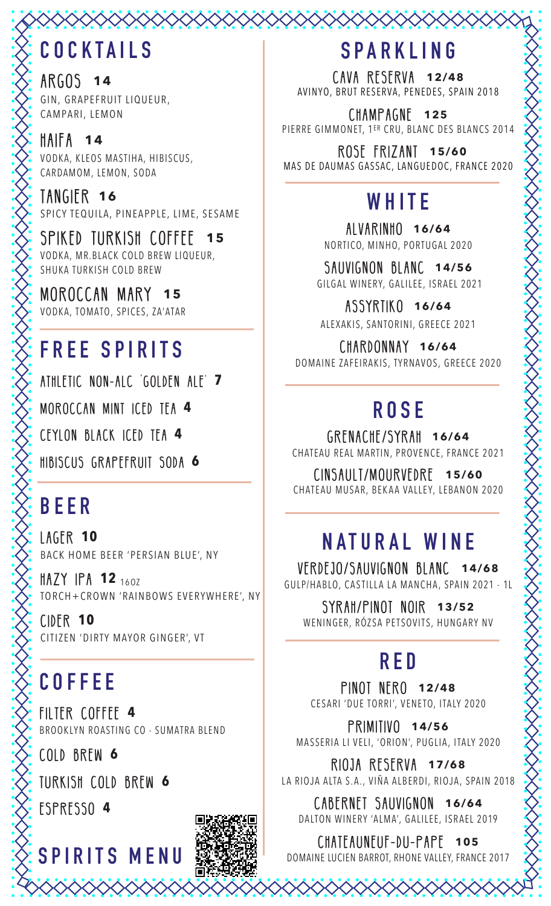## COCKTAILS

**ARGOS 14**
GIN, GRAPEFRUIT LIQUEUR, CAMPARI, LEMON

**HAIFA 14**
VODKA, KLEOS MASTIHA, HIBISCUS, CARDAMOM, LEMON, SODA

**TANGIER 16**
SPICY TEQUILA, PINEAPPLE, LIME, SESAME

**SPIKED TURKISH COFFEE 15**
VODKA, MR.BLACK COLD BREW LIQUEUR, SHUKA TURKISH COLD BREW

**MOROCCAN MARY 15**
VODKA, TOMATO, SPICES, ZA'ATAR

## FREE SPIRITS

ATHLETIC NON-ALC 'GOLDEN ALE' **7**

MOROCCAN MINT ICED TEA **4**

CEYLON BLACK ICED TEA **4**

HIBISCUS GRAPEFRUIT SODA **6**

## BEER

**LAGER 10**
BACK HOME BEER 'PERSIAN BLUE', NY

**HAZY IPA 12** 16OZ
TORCH+CROWN 'RAINBOWS EVERYWHERE', NY

**CIDER 10**
CITIZEN 'DIRTY MAYOR GINGER', VT

## COFFEE

**FILTER COFFEE 4**
BROOKLYN ROASTING CO - SUMATRA BLEND

COLD BREW **6**

TURKISH COLD BREW **6**

ESPRESSO **4**

## SPIRITS MENU

## SPARKLING

**CAVA RESERVA 12/48**
AVINYO, BRUT RESERVA, PENEDES, SPAIN 2018

**CHAMPAGNE 125**
PIERRE GIMMONET, 1ER CRU, BLANC DES BLANCS 2014

**ROSE FRIZANT 15/60**
MAS DE DAUMAS GASSAC, LANGUEDOC, FRANCE 2020

## WHITE

**ALVARINHO 16/64**
NORTICO, MINHO, PORTUGAL 2020

**SAUVIGNON BLANC 14/56**
GILGAL WINERY, GALILEE, ISRAEL 2021

**ASSYRTIKO 16/64**
ALEXAKIS, SANTORINI, GREECE 2021

**CHARDONNAY 16/64**
DOMAINE ZAFEIRAKIS, TYRNAVOS, GREECE 2020

## ROSE

**GRENACHE/SYRAH 16/64**
CHATEAU REAL MARTIN, PROVENCE, FRANCE 2021

**CINSAULT/MOURVEDRE 15/60**
CHATEAU MUSAR, BEKAA VALLEY, LEBANON 2020

## NATURAL WINE

**VERDEJO/SAUVIGNON BLANC 14/68**
GULP/HABLO, CASTILLA LA MANCHA, SPAIN 2021 - 1L

**SYRAH/PINOT NOIR 13/52**
WENINGER, RÓZSA PETSOVITS, HUNGARY NV

## RED

**PINOT NERO 12/48**
CESARI 'DUE TORRI', VENETO, ITALY 2020

**PRIMITIVO 14/56**
MASSERIA LI VELI, 'ORION', PUGLIA, ITALY 2020

**RIOJA RESERVA 17/68**
LA RIOJA ALTA S.A., VIÑA ALBERDI, RIOJA, SPAIN 2018

**CABERNET SAUVIGNON 16/64**
DALTON WINERY 'ALMA', GALILEE, ISRAEL 2019

**CHATEAUNEUF-DU-PAPE 105**
DOMAINE LUCIEN BARROT, RHONE VALLEY, FRANCE 2017